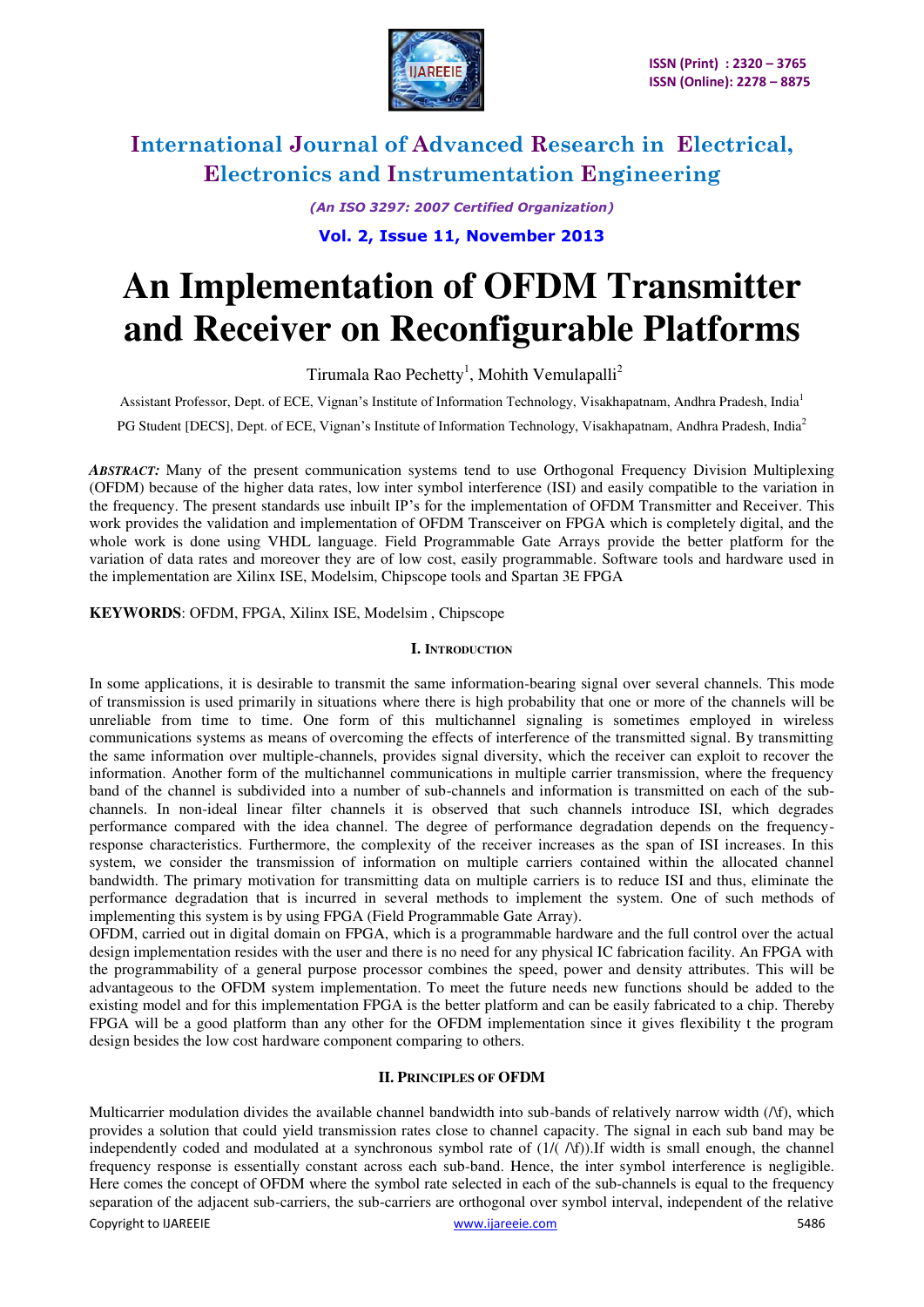# An Implementation of OFDM Transmitter and Receiver on Reconfigurable Platforms

Tirumala Rao Pechetty[1], Mohith Vemulapalli[2]

Assistant Professor, Dept. of ECE, Vignan's Institute of Information Technology, Visakhapatnam, Andhra Pradesh, India[1]

PG Student [DECS], Dept. of ECE, Vignan's Institute of Information Technology, Visakhapatnam, Andhra Pradesh, India[2]

***ABSTRACT:*** Many of the present communication systems tend to use Orthogonal Frequency Division Multiplexing (OFDM) because of the higher data rates, low inter symbol interference (ISI) and easily compatible to the variation in the frequency. The present standards use inbuilt IP's for the implementation of OFDM Transmitter and Receiver. This work provides the validation and implementation of OFDM Transceiver on FPGA which is completely digital, and the whole work is done using VHDL language. Field Programmable Gate Arrays provide the better platform for the variation of data rates and moreover they are of low cost, easily programmable. Software tools and hardware used in the implementation are Xilinx ISE, Modelsim, Chipscope tools and Spartan 3E FPGA

**KEYWORDS**: OFDM, FPGA, Xilinx ISE, Modelsim , Chipscope

## I. Introduction

In some applications, it is desirable to transmit the same information-bearing signal over several channels. This mode of transmission is used primarily in situations where there is high probability that one or more of the channels will be unreliable from time to time. One form of this multichannel signaling is sometimes employed in wireless communications systems as means of overcoming the effects of interference of the transmitted signal. By transmitting the same information over multiple-channels, provides signal diversity, which the receiver can exploit to recover the information. Another form of the multichannel communications in multiple carrier transmission, where the frequency band of the channel is subdivided into a number of sub-channels and information is transmitted on each of the sub-channels. In non-ideal linear filter channels it is observed that such channels introduce ISI, which degrades performance compared with the idea channel. The degree of performance degradation depends on the frequency-response characteristics. Furthermore, the complexity of the receiver increases as the span of ISI increases. In this system, we consider the transmission of information on multiple carriers contained within the allocated channel bandwidth. The primary motivation for transmitting data on multiple carriers is to reduce ISI and thus, eliminate the performance degradation that is incurred in several methods to implement the system. One of such methods of implementing this system is by using FPGA (Field Programmable Gate Array).

OFDM, carried out in digital domain on FPGA, which is a programmable hardware and the full control over the actual design implementation resides with the user and there is no need for any physical IC fabrication facility. An FPGA with the programmability of a general purpose processor combines the speed, power and density attributes. This will be advantageous to the OFDM system implementation. To meet the future needs new functions should be added to the existing model and for this implementation FPGA is the better platform and can be easily fabricated to a chip. Thereby FPGA will be a good platform than any other for the OFDM implementation since it gives flexibility t the program design besides the low cost hardware component comparing to others.

## II. Principles of OFDM

Multicarrier modulation divides the available channel bandwidth into sub-bands of relatively narrow width (/\f), which provides a solution that could yield transmission rates close to channel capacity. The signal in each sub band may be independently coded and modulated at a synchronous symbol rate of (1/( /\f)).If width is small enough, the channel frequency response is essentially constant across each sub-band. Hence, the inter symbol interference is negligible. Here comes the concept of OFDM where the symbol rate selected in each of the sub-channels is equal to the frequency separation of the adjacent sub-carriers, the sub-carriers are orthogonal over symbol interval, independent of the relative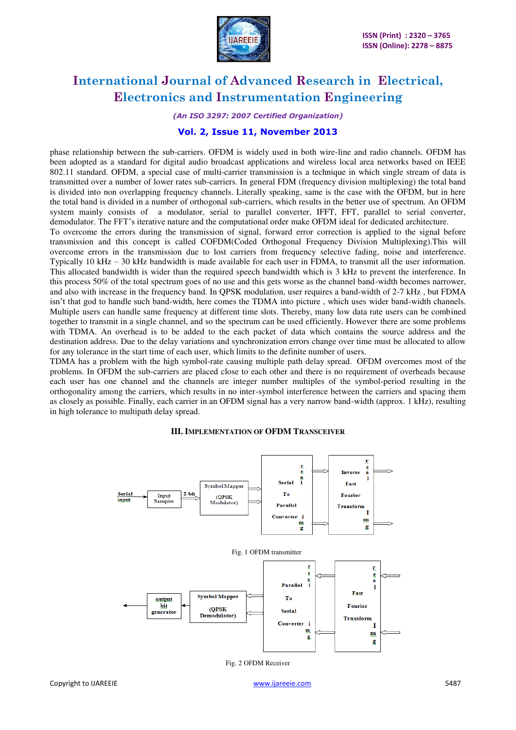phase relationship between the sub-carriers. OFDM is widely used in both wire-line and radio channels. OFDM has been adopted as a standard for digital audio broadcast applications and wireless local area networks based on IEEE 802.11 standard. OFDM, a special case of multi-carrier transmission is a technique in which single stream of data is transmitted over a number of lower rates sub-carriers. In general FDM (frequency division multiplexing) the total band is divided into non overlapping frequency channels. Literally speaking, same is the case with the OFDM, but in here the total band is divided in a number of orthogonal sub-carriers, which results in the better use of spectrum. An OFDM system mainly consists of a modulator, serial to parallel converter, IFFT, FFT, parallel to serial converter, demodulator. The FFT's iterative nature and the computational order make OFDM ideal for dedicated architecture.

To overcome the errors during the transmission of signal, forward error correction is applied to the signal before transmission and this concept is called COFDM(Coded Orthogonal Frequency Division Multiplexing).This will overcome errors in the transmission due to lost carriers from frequency selective fading, noise and interference. Typically 10 kHz – 30 kHz bandwidth is made available for each user in FDMA, to transmit all the user information. This allocated bandwidth is wider than the required speech bandwidth which is 3 kHz to prevent the interference. In this process 50% of the total spectrum goes of no use and this gets worse as the channel band-width becomes narrower, and also with increase in the frequency band. In QPSK modulation, user requires a band-width of 2-7 kHz , but FDMA isn't that god to handle such band-width, here comes the TDMA into picture , which uses wider band-width channels. Multiple users can handle same frequency at different time slots. Thereby, many low data rate users can be combined together to transmit in a single channel, and so the spectrum can be used efficiently. However there are some problems with TDMA. An overhead is to be added to the each packet of data which contains the source address and the destination address. Due to the delay variations and synchronization errors change over time must be allocated to allow for any tolerance in the start time of each user, which limits to the definite number of users.

TDMA has a problem with the high symbol-rate causing multiple path delay spread. OFDM overcomes most of the problems. In OFDM the sub-carriers are placed close to each other and there is no requirement of overheads because each user has one channel and the channels are integer number multiples of the symbol-period resulting in the orthogonality among the carriers, which results in no inter-symbol interference between the carriers and spacing them as closely as possible. Finally, each carrier in an OFDM signal has a very narrow band-width (approx. 1 kHz), resulting in high tolerance to multipath delay spread.

## III. Implementation of OFDM Transceiver

Serial input → Input Sampler → 2-bit → Symbol Mapper (QPSK Modulator) → Serial To Parallel Converter (real, img) → Inverse Fast Fourier Transform (real, img) →

Fig. 1 OFDM transmitter

← output bit generator ← Symbol Mapper (QPSK Demodulator) ← Parallel To Serial Converter (real, img) ← Fast Fourier Transform (real, img) ←

Fig. 2 OFDM Receiver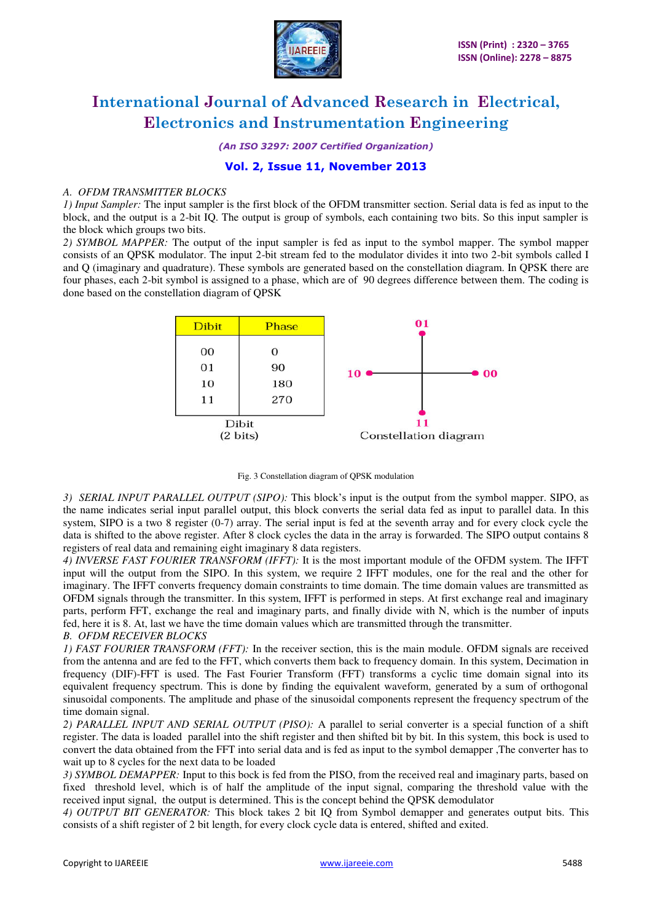### A. OFDM TRANSMITTER BLOCKS

*1) Input Sampler:* The input sampler is the first block of the OFDM transmitter section. Serial data is fed as input to the block, and the output is a 2-bit IQ. The output is group of symbols, each containing two bits. So this input sampler is the block which groups two bits.

*2) SYMBOL MAPPER:* The output of the input sampler is fed as input to the symbol mapper. The symbol mapper consists of an QPSK modulator. The input 2-bit stream fed to the modulator divides it into two 2-bit symbols called I and Q (imaginary and quadrature). These symbols are generated based on the constellation diagram. In QPSK there are four phases, each 2-bit symbol is assigned to a phase, which are of 90 degrees difference between them. The coding is done based on the constellation diagram of QPSK

| Dibit | Phase |
| --- | --- |
| 00 | 0 |
| 01 | 90 |
| 10 | 180 |
| 11 | 270 |

Dibit (2 bits)

Constellation diagram: 00, 01, 10, 11

Fig. 3 Constellation diagram of QPSK modulation

*3) SERIAL INPUT PARALLEL OUTPUT (SIPO):* This block's input is the output from the symbol mapper. SIPO, as the name indicates serial input parallel output, this block converts the serial data fed as input to parallel data. In this system, SIPO is a two 8 register (0-7) array. The serial input is fed at the seventh array and for every clock cycle the data is shifted to the above register. After 8 clock cycles the data in the array is forwarded. The SIPO output contains 8 registers of real data and remaining eight imaginary 8 data registers.

*4) INVERSE FAST FOURIER TRANSFORM (IFFT):* It is the most important module of the OFDM system. The IFFT input will the output from the SIPO. In this system, we require 2 IFFT modules, one for the real and the other for imaginary. The IFFT converts frequency domain constraints to time domain. The time domain values are transmitted as OFDM signals through the transmitter. In this system, IFFT is performed in steps. At first exchange real and imaginary parts, perform FFT, exchange the real and imaginary parts, and finally divide with N, which is the number of inputs fed, here it is 8. At, last we have the time domain values which are transmitted through the transmitter.

### B. OFDM RECEIVER BLOCKS

*1) FAST FOURIER TRANSFORM (FFT):* In the receiver section, this is the main module. OFDM signals are received from the antenna and are fed to the FFT, which converts them back to frequency domain. In this system, Decimation in frequency (DIF)-FFT is used. The Fast Fourier Transform (FFT) transforms a cyclic time domain signal into its equivalent frequency spectrum. This is done by finding the equivalent waveform, generated by a sum of orthogonal sinusoidal components. The amplitude and phase of the sinusoidal components represent the frequency spectrum of the time domain signal.

*2) PARALLEL INPUT AND SERIAL OUTPUT (PISO):* A parallel to serial converter is a special function of a shift register. The data is loaded parallel into the shift register and then shifted bit by bit. In this system, this bock is used to convert the data obtained from the FFT into serial data and is fed as input to the symbol demapper ,The converter has to wait up to 8 cycles for the next data to be loaded

*3) SYMBOL DEMAPPER:* Input to this bock is fed from the PISO, from the received real and imaginary parts, based on fixed threshold level, which is of half the amplitude of the input signal, comparing the threshold value with the received input signal, the output is determined. This is the concept behind the QPSK demodulator

*4) OUTPUT BIT GENERATOR:* This block takes 2 bit IQ from Symbol demapper and generates output bits. This consists of a shift register of 2 bit length, for every clock cycle data is entered, shifted and exited.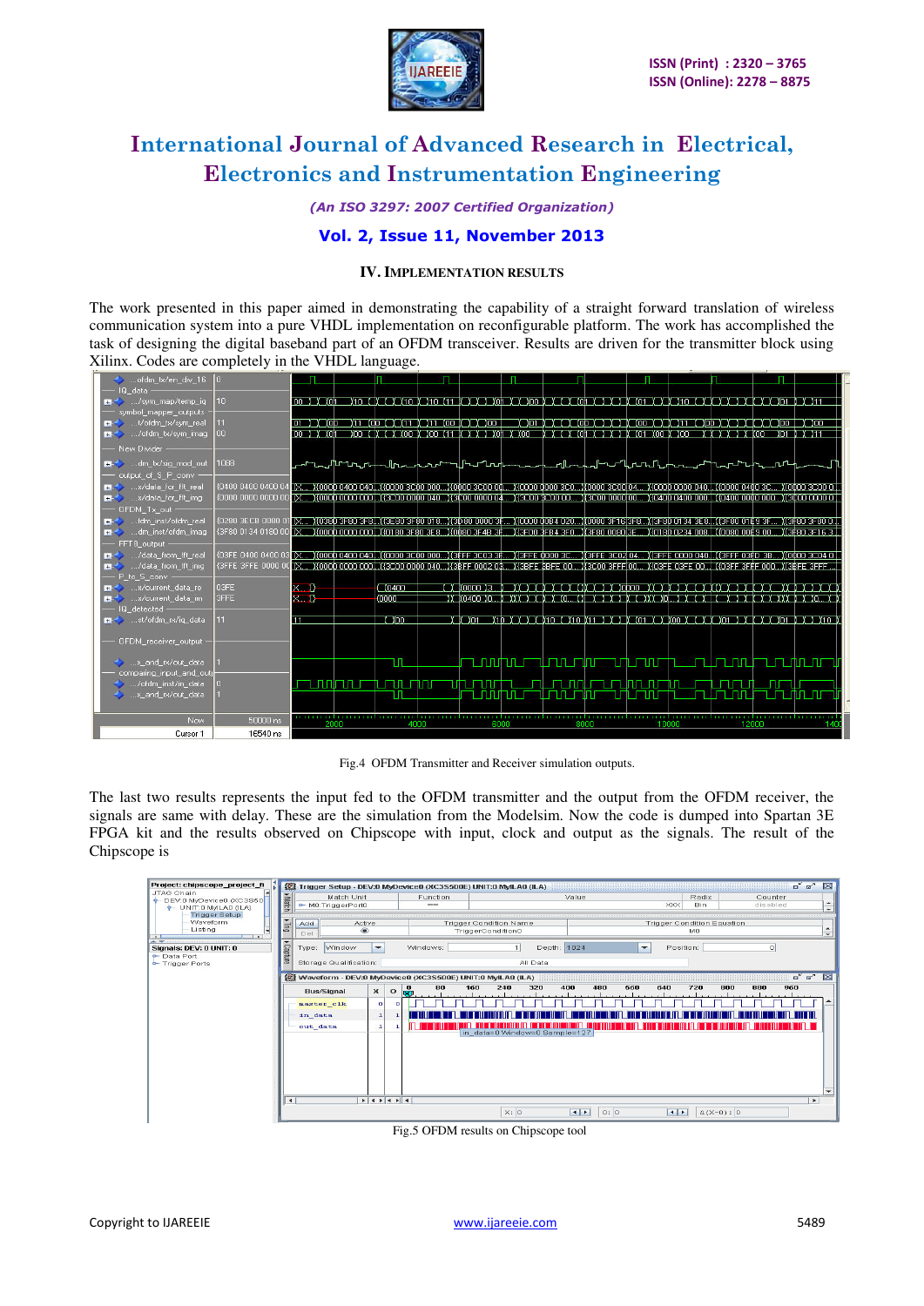## IV. IMPLEMENTATION RESULTS

The work presented in this paper aimed in demonstrating the capability of a straight forward translation of wireless communication system into a pure VHDL implementation on reconfigurable platform. The work has accomplished the task of designing the digital baseband part of an OFDM transceiver. Results are driven for the transmitter block using Xilinx. Codes are completely in the VHDL language.

Fig.4 OFDM Transmitter and Receiver simulation outputs.

The last two results represents the input fed to the OFDM transmitter and the output from the OFDM receiver, the signals are same with delay. These are the simulation from the Modelsim. Now the code is dumped into Spartan 3E FPGA kit and the results observed on Chipscope with input, clock and output as the signals. The result of the Chipscope is

Fig.5 OFDM results on Chipscope tool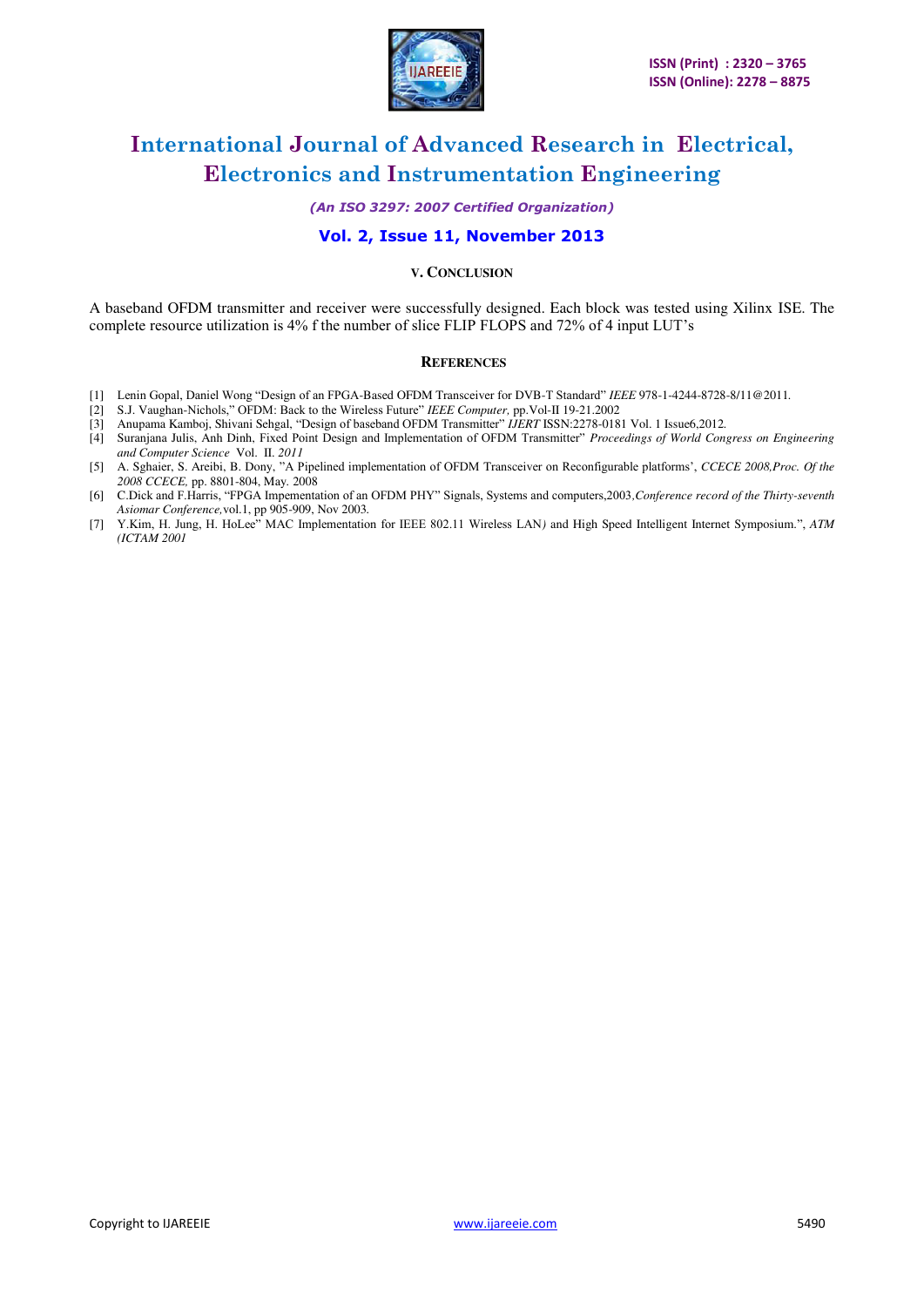## V. CONCLUSION

A baseband OFDM transmitter and receiver were successfully designed. Each block was tested using Xilinx ISE. The complete resource utilization is 4% f the number of slice FLIP FLOPS and 72% of 4 input LUT's

## REFERENCES

[1] Lenin Gopal, Daniel Wong "Design of an FPGA-Based OFDM Transceiver for DVB-T Standard" *IEEE* 978-1-4244-8728-8/11@2011.

[2] S.J. Vaughan-Nichols," OFDM: Back to the Wireless Future" *IEEE Computer,* pp.Vol-II 19-21.2002

[3] Anupama Kamboj, Shivani Sehgal, "Design of baseband OFDM Transmitter" *IJERT* ISSN:2278-0181 Vol. 1 Issue6,2012.

[4] Suranjana Julis, Anh Dinh, Fixed Point Design and Implementation of OFDM Transmitter" *Proceedings of World Congress on Engineering and Computer Science* Vol. II. *2011*

[5] A. Sghaier, S. Areibi, B. Dony, "A Pipelined implementation of OFDM Transceiver on Reconfigurable platforms', *CCECE 2008,Proc. Of the 2008 CCECE,* pp. 8801-804, May. 2008

[6] C.Dick and F.Harris, "FPGA Impementation of an OFDM PHY" Signals, Systems and computers,2003*,Conference record of the Thirty-seventh Asiomar Conference,*vol.1, pp 905-909, Nov 2003.

[7] Y.Kim, H. Jung, H. HoLee" MAC Implementation for IEEE 802.11 Wireless LAN*)* and High Speed Intelligent Internet Symposium.", *ATM (ICTAM 2001*